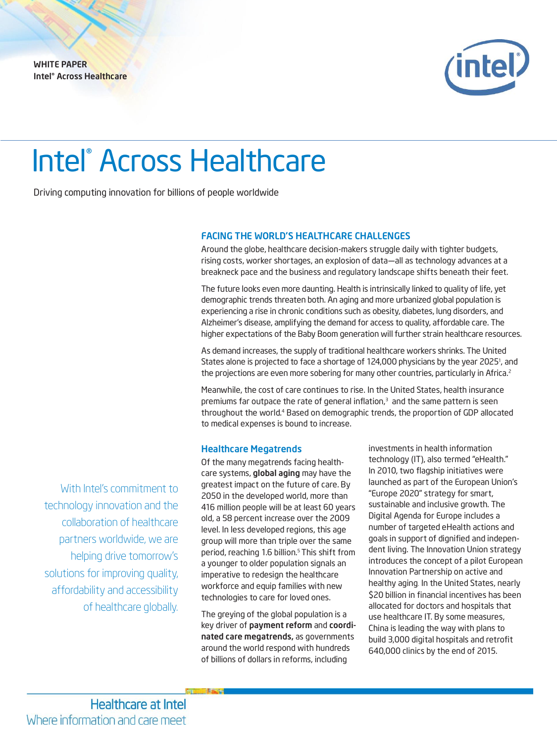WHITE PAPER
Intel® Across Healthcare

# Intel® Across Healthcare

Driving computing innovation for billions of people worldwide

## FACING THE WORLD'S HEALTHCARE CHALLENGES

Around the globe, healthcare decision-makers struggle daily with tighter budgets, rising costs, worker shortages, an explosion of data—all as technology advances at a breakneck pace and the business and regulatory landscape shifts beneath their feet.

The future looks even more daunting. Health is intrinsically linked to quality of life, yet demographic trends threaten both. An aging and more urbanized global population is experiencing a rise in chronic conditions such as obesity, diabetes, lung disorders, and Alzheimer's disease, amplifying the demand for access to quality, affordable care. The higher expectations of the Baby Boom generation will further strain healthcare resources.

As demand increases, the supply of traditional healthcare workers shrinks. The United States alone is projected to face a shortage of 124,000 physicians by the year 2025[1], and the projections are even more sobering for many other countries, particularly in Africa.[2]

Meanwhile, the cost of care continues to rise. In the United States, health insurance premiums far outpace the rate of general inflation,[3] and the same pattern is seen throughout the world.[4] Based on demographic trends, the proportion of GDP allocated to medical expenses is bound to increase.

> With Intel's commitment to technology innovation and the collaboration of healthcare partners worldwide, we are helping drive tomorrow's solutions for improving quality, affordability and accessibility of healthcare globally.

### Healthcare Megatrends

Of the many megatrends facing healthcare systems, **global aging** may have the greatest impact on the future of care. By 2050 in the developed world, more than 416 million people will be at least 60 years old, a 58 percent increase over the 2009 level. In less developed regions, this age group will more than triple over the same period, reaching 1.6 billion.[5] This shift from a younger to older population signals an imperative to redesign the healthcare workforce and equip families with new technologies to care for loved ones.

The greying of the global population is a key driver of **payment reform** and **coordinated care megatrends,** as governments around the world respond with hundreds of billions of dollars in reforms, including investments in health information technology (IT), also termed "eHealth." In 2010, two flagship initiatives were launched as part of the European Union's "Europe 2020" strategy for smart, sustainable and inclusive growth. The Digital Agenda for Europe includes a number of targeted eHealth actions and goals in support of dignified and independent living. The Innovation Union strategy introduces the concept of a pilot European Innovation Partnership on active and healthy aging. In the United States, nearly $20 billion in financial incentives has been allocated for doctors and hospitals that use healthcare IT. By some measures, China is leading the way with plans to build 3,000 digital hospitals and retrofit 640,000 clinics by the end of 2015.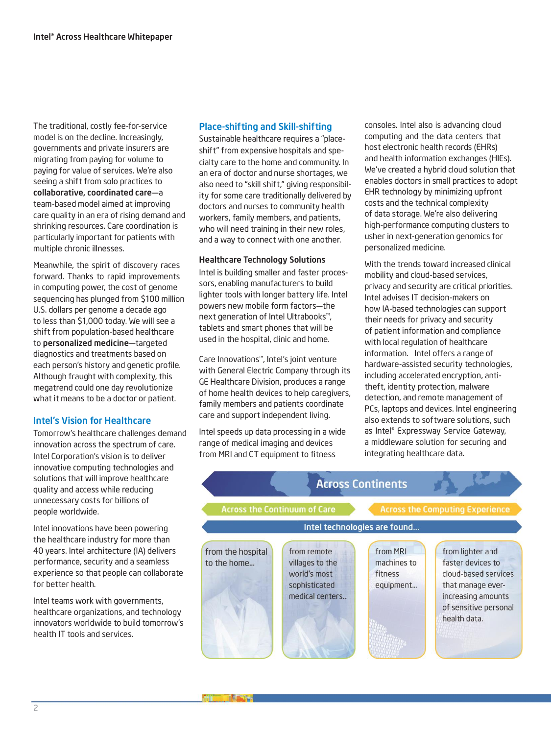The traditional, costly fee-for-service model is on the decline. Increasingly, governments and private insurers are migrating from paying for volume to paying for value of services. We're also seeing a shift from solo practices to **collaborative, coordinated care**—a team-based model aimed at improving care quality in an era of rising demand and shrinking resources. Care coordination is particularly important for patients with multiple chronic illnesses.

Meanwhile, the spirit of discovery races forward. Thanks to rapid improvements in computing power, the cost of genome sequencing has plunged from $100 million U.S. dollars per genome a decade ago to less than $1,000 today. We will see a shift from population-based healthcare to **personalized medicine**—targeted diagnostics and treatments based on each person's history and genetic profile. Although fraught with complexity, this megatrend could one day revolutionize what it means to be a doctor or patient.

## Intel's Vision for Healthcare

Tomorrow's healthcare challenges demand innovation across the spectrum of care. Intel Corporation's vision is to deliver innovative computing technologies and solutions that will improve healthcare quality and access while reducing unnecessary costs for billions of people worldwide.

Intel innovations have been powering the healthcare industry for more than 40 years. Intel architecture (IA) delivers performance, security and a seamless experience so that people can collaborate for better health.

Intel teams work with governments, healthcare organizations, and technology innovators worldwide to build tomorrow's health IT tools and services.

## Place-shifting and Skill-shifting

Sustainable healthcare requires a "place-shift" from expensive hospitals and specialty care to the home and community. In an era of doctor and nurse shortages, we also need to "skill shift," giving responsibility for some care traditionally delivered by doctors and nurses to community health workers, family members, and patients, who will need training in their new roles, and a way to connect with one another.

### Healthcare Technology Solutions

Intel is building smaller and faster processors, enabling manufacturers to build lighter tools with longer battery life. Intel powers new mobile form factors—the next generation of Intel Ultrabooks™, tablets and smart phones that will be used in the hospital, clinic and home.

Care Innovations™, Intel's joint venture with General Electric Company through its GE Healthcare Division, produces a range of home health devices to help caregivers, family members and patients coordinate care and support independent living.

Intel speeds up data processing in a wide range of medical imaging and devices from MRI and CT equipment to fitness consoles. Intel also is advancing cloud computing and the data centers that host electronic health records (EHRs) and health information exchanges (HIEs). We've created a hybrid cloud solution that enables doctors in small practices to adopt EHR technology by minimizing upfront costs and the technical complexity of data storage. We're also delivering high-performance computing clusters to usher in next-generation genomics for personalized medicine.

With the trends toward increased clinical mobility and cloud-based services, privacy and security are critical priorities. Intel advises IT decision-makers on how IA-based technologies can support their needs for privacy and security of patient information and compliance with local regulation of healthcare information. Intel offers a range of hardware-assisted security technologies, including accelerated encryption, anti-theft, identity protection, malware detection, and remote management of PCs, laptops and devices. Intel engineering also extends to software solutions, such as Intel® Expressway Service Gateway, a middleware solution for securing and integrating healthcare data.

**Across Continents**

**Across the Continuum of Care** | **Across the Computing Experience**

**Intel technologies are found...**

- from the hospital to the home...
- from remote villages to the world's most sophisticated medical centers...
- from MRI machines to fitness equipment...
- from lighter and faster devices to cloud-based services that manage ever-increasing amounts of sensitive personal health data.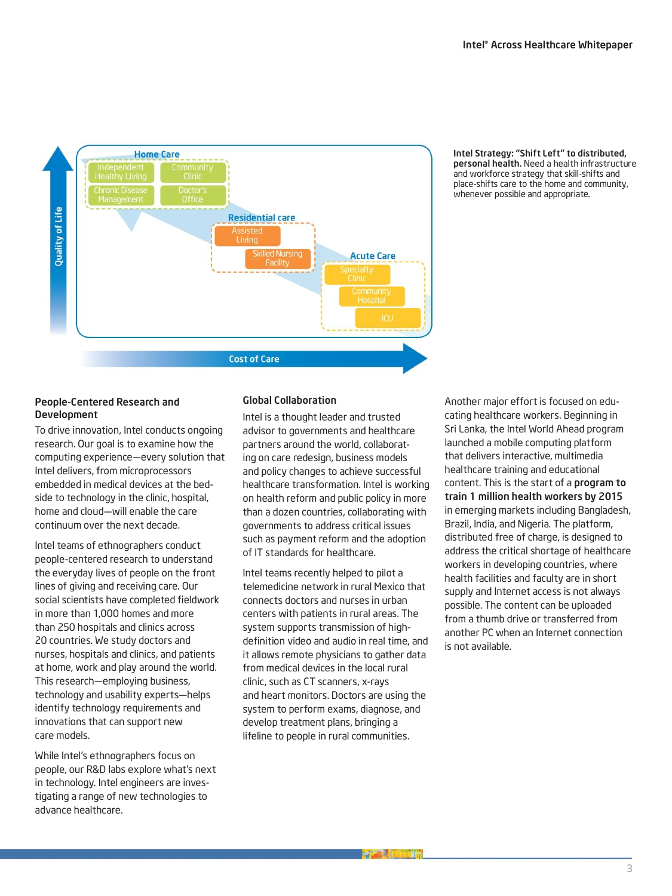Home Care

- Independent Healthy Living
- Community Clinic
- Chronic Disease Management
- Doctor's Office

Residential care

- Assisted Living
- Skilled Nursing Facility

Acute Care

- Specialty Clinic
- Community Hospital
- ICU

Quality of Life

Cost of Care

**Intel Strategy: "Shift Left" to distributed, personal health.** Need a health infrastructure and workforce strategy that skill-shifts and place-shifts care to the home and community, whenever possible and appropriate.

### People-Centered Research and Development

To drive innovation, Intel conducts ongoing research. Our goal is to examine how the computing experience—every solution that Intel delivers, from microprocessors embedded in medical devices at the bedside to technology in the clinic, hospital, home and cloud—will enable the care continuum over the next decade.

Intel teams of ethnographers conduct people-centered research to understand the everyday lives of people on the front lines of giving and receiving care. Our social scientists have completed fieldwork in more than 1,000 homes and more than 250 hospitals and clinics across 20 countries. We study doctors and nurses, hospitals and clinics, and patients at home, work and play around the world. This research—employing business, technology and usability experts—helps identify technology requirements and innovations that can support new care models.

While Intel's ethnographers focus on people, our R&D labs explore what's next in technology. Intel engineers are investigating a range of new technologies to advance healthcare.

### Global Collaboration

Intel is a thought leader and trusted advisor to governments and healthcare partners around the world, collaborating on care redesign, business models and policy changes to achieve successful healthcare transformation. Intel is working on health reform and public policy in more than a dozen countries, collaborating with governments to address critical issues such as payment reform and the adoption of IT standards for healthcare.

Intel teams recently helped to pilot a telemedicine network in rural Mexico that connects doctors and nurses in urban centers with patients in rural areas. The system supports transmission of high-definition video and audio in real time, and it allows remote physicians to gather data from medical devices in the local rural clinic, such as CT scanners, x-rays and heart monitors. Doctors are using the system to perform exams, diagnose, and develop treatment plans, bringing a lifeline to people in rural communities.

Another major effort is focused on educating healthcare workers. Beginning in Sri Lanka, the Intel World Ahead program launched a mobile computing platform that delivers interactive, multimedia healthcare training and educational content. This is the start of a **program to train 1 million health workers by 2015** in emerging markets including Bangladesh, Brazil, India, and Nigeria. The platform, distributed free of charge, is designed to address the critical shortage of healthcare workers in developing countries, where health facilities and faculty are in short supply and Internet access is not always possible. The content can be uploaded from a thumb drive or transferred from another PC when an Internet connection is not available.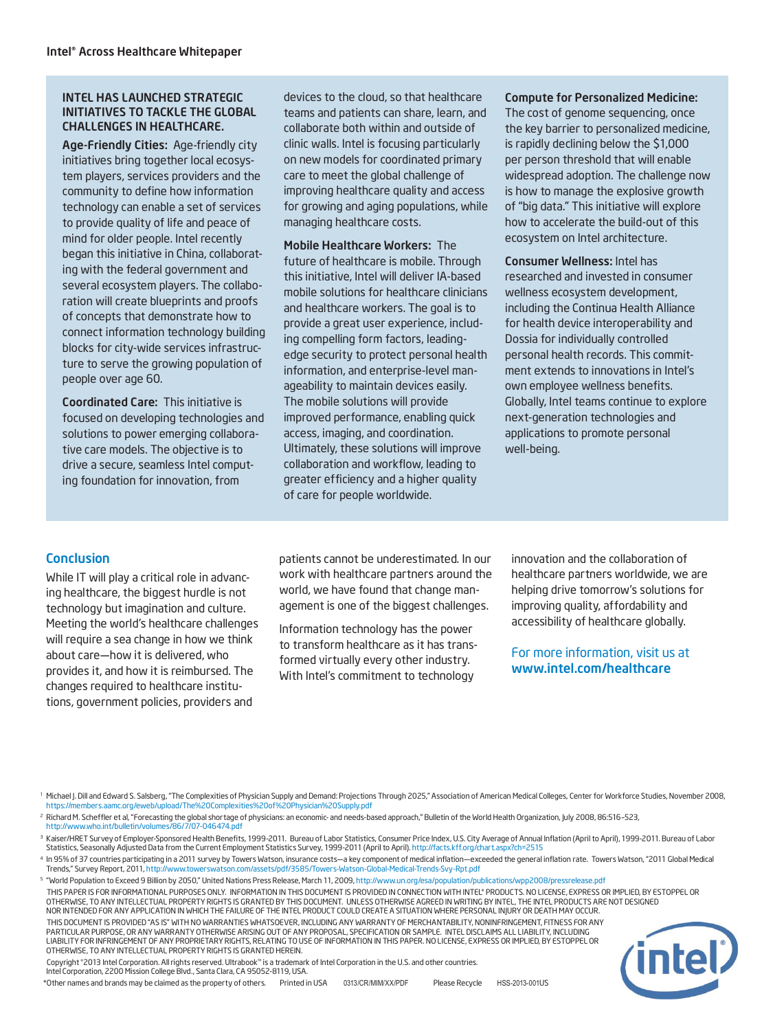**INTEL HAS LAUNCHED STRATEGIC INITIATIVES TO TACKLE THE GLOBAL CHALLENGES IN HEALTHCARE.**

**Age-Friendly Cities:** Age-friendly city initiatives bring together local ecosystem players, services providers and the community to define how information technology can enable a set of services to provide quality of life and peace of mind for older people. Intel recently began this initiative in China, collaborating with the federal government and several ecosystem players. The collaboration will create blueprints and proofs of concepts that demonstrate how to connect information technology building blocks for city-wide services infrastructure to serve the growing population of people over age 60.

**Coordinated Care:** This initiative is focused on developing technologies and solutions to power emerging collaborative care models. The objective is to drive a secure, seamless Intel computing foundation for innovation, from devices to the cloud, so that healthcare teams and patients can share, learn, and collaborate both within and outside of clinic walls. Intel is focusing particularly on new models for coordinated primary care to meet the global challenge of improving healthcare quality and access for growing and aging populations, while managing healthcare costs.

**Mobile Healthcare Workers:** The future of healthcare is mobile. Through this initiative, Intel will deliver IA-based mobile solutions for healthcare clinicians and healthcare workers. The goal is to provide a great user experience, including compelling form factors, leading-edge security to protect personal health information, and enterprise-level manageability to maintain devices easily. The mobile solutions will provide improved performance, enabling quick access, imaging, and coordination. Ultimately, these solutions will improve collaboration and workflow, leading to greater efficiency and a higher quality of care for people worldwide.

**Compute for Personalized Medicine:** The cost of genome sequencing, once the key barrier to personalized medicine, is rapidly declining below the $1,000 per person threshold that will enable widespread adoption. The challenge now is how to manage the explosive growth of "big data." This initiative will explore how to accelerate the build-out of this ecosystem on Intel architecture.

**Consumer Wellness:** Intel has researched and invested in consumer wellness ecosystem development, including the Continua Health Alliance for health device interoperability and Dossia for individually controlled personal health records. This commitment extends to innovations in Intel's own employee wellness benefits. Globally, Intel teams continue to explore next-generation technologies and applications to promote personal well-being.

## Conclusion

While IT will play a critical role in advancing healthcare, the biggest hurdle is not technology but imagination and culture. Meeting the world's healthcare challenges will require a sea change in how we think about care—how it is delivered, who provides it, and how it is reimbursed. The changes required to healthcare institutions, government policies, providers and patients cannot be underestimated. In our work with healthcare partners around the world, we have found that change management is one of the biggest challenges.

Information technology has the power to transform healthcare as it has transformed virtually every other industry. With Intel's commitment to technology innovation and the collaboration of healthcare partners worldwide, we are helping drive tomorrow's solutions for improving quality, affordability and accessibility of healthcare globally.

For more information, visit us at **www.intel.com/healthcare**

[1] Michael J. Dill and Edward S. Salsberg, "The Complexities of Physician Supply and Demand: Projections Through 2025," Association of American Medical Colleges, Center for Workforce Studies, November 2008, https://members.aamc.org/eweb/upload/The%20Complexities%20of%20Physician%20Supply.pdf

[2] Richard M. Scheffler et al, "Forecasting the global shortage of physicians: an economic- and needs-based approach," Bulletin of the World Health Organization, July 2008, 86:516–523, http://www.who.int/bulletin/volumes/86/7/07-046474.pdf

[3] Kaiser/HRET Survey of Employer-Sponsored Health Benefits, 1999-2011. Bureau of Labor Statistics, Consumer Price Index, U.S. City Average of Annual Inflation (April to April), 1999-2011. Bureau of Labor Statistics, Seasonally Adjusted Data from the Current Employment Statistics Survey, 1999-2011 (April to April). http://facts.kff.org/chart.aspx?ch=2515

[4] In 95% of 37 countries participating in a 2011 survey by Towers Watson, insurance costs—a key component of medical inflation—exceeded the general inflation rate. Towers Watson, "2011 Global Medical Trends," Survey Report, 2011, http://www.towerswatson.com/assets/pdf/3585/Towers-Watson-Global-Medical-Trends-Svy-Rpt.pdf

[5] "World Population to Exceed 9 Billion by 2050," United Nations Press Release, March 11, 2009, http://www.un.org/esa/population/publications/wpp2008/pressrelease.pdf

THIS PAPER IS FOR INFORMATIONAL PURPOSES ONLY. INFORMATION IN THIS DOCUMENT IS PROVIDED IN CONNECTION WITH INTEL® PRODUCTS. NO LICENSE, EXPRESS OR IMPLIED, BY ESTOPPEL OR OTHERWISE, TO ANY INTELLECTUAL PROPERTY RIGHTS IS GRANTED BY THIS DOCUMENT. UNLESS OTHERWISE AGREED IN WRITING BY INTEL, THE INTEL PRODUCTS ARE NOT DESIGNED NOR INTENDED FOR ANY APPLICATION IN WHICH THE FAILURE OF THE INTEL PRODUCT COULD CREATE A SITUATION WHERE PERSONAL INJURY OR DEATH MAY OCCUR.

THIS DOCUMENT IS PROVIDED "AS IS" WITH NO WARRANTIES WHATSOEVER, INCLUDING ANY WARRANTY OF MERCHANTABILITY, NONINFRINGEMENT, FITNESS FOR ANY PARTICULAR PURPOSE, OR ANY WARRANTY OTHERWISE ARISING OUT OF ANY PROPOSAL, SPECIFICATION OR SAMPLE. INTEL DISCLAIMS ALL LIABILITY, INCLUDING LIABILITY FOR INFRINGEMENT OF ANY PROPRIETARY RIGHTS, RELATING TO USE OF INFORMATION IN THIS PAPER. NO LICENSE, EXPRESS OR IMPLIED, BY ESTOPPEL OR OTHERWISE, TO ANY INTELLECTUAL PROPERTY RIGHTS IS GRANTED HEREIN.

Copyright © 2013 Intel Corporation. All rights reserved. Ultrabook™ is a trademark of Intel Corporation in the U.S. and other countries.
Intel Corporation, 2200 Mission College Blvd., Santa Clara, CA 95052-8119, USA.

*Other names and brands may be claimed as the property of others. Printed in USA 0313/CR/MIM/XX/PDF Please Recycle HSS-2013-001US